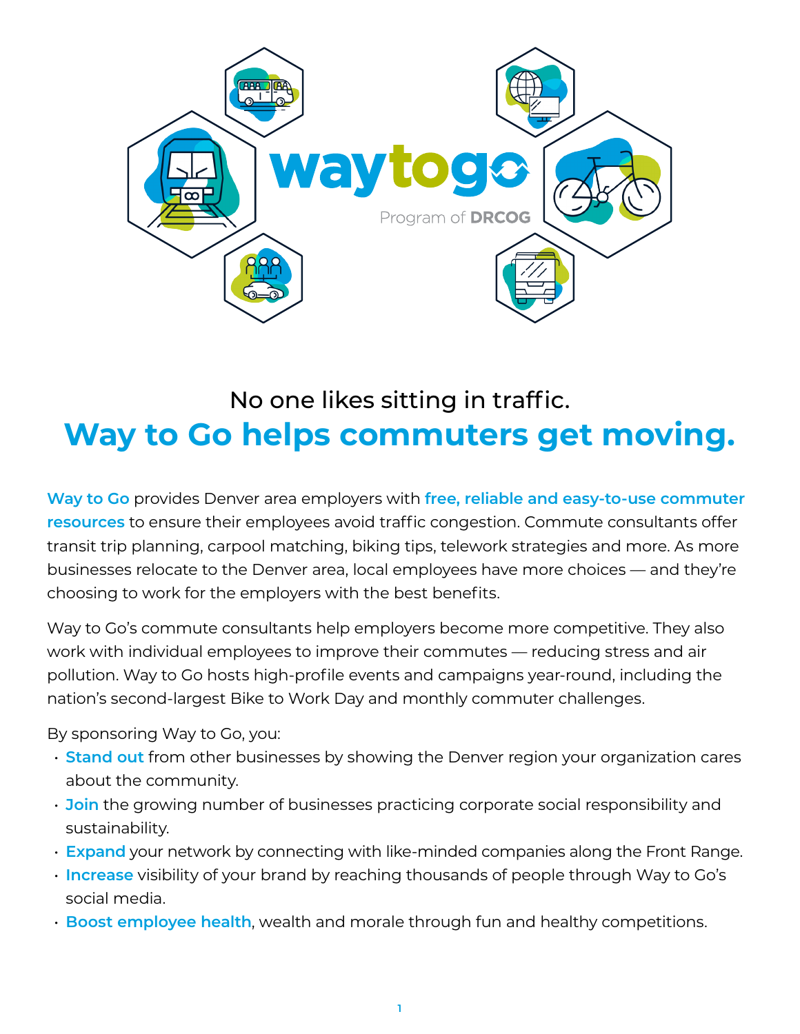waytogo

Program of DRCOG

## No one likes sitting in traffic.

# Way to Go helps commuters get moving.

**Way to Go** provides Denver area employers with **free, reliable and easy-to-use commuter resources** to ensure their employees avoid traffic congestion. Commute consultants offer transit trip planning, carpool matching, biking tips, telework strategies and more. As more businesses relocate to the Denver area, local employees have more choices — and they're choosing to work for the employers with the best benefits.

Way to Go's commute consultants help employers become more competitive. They also work with individual employees to improve their commutes — reducing stress and air pollution. Way to Go hosts high-profile events and campaigns year-round, including the nation's second-largest Bike to Work Day and monthly commuter challenges.

By sponsoring Way to Go, you:

- **Stand out** from other businesses by showing the Denver region your organization cares about the community.
- **Join** the growing number of businesses practicing corporate social responsibility and sustainability.
- **Expand** your network by connecting with like-minded companies along the Front Range.
- **Increase** visibility of your brand by reaching thousands of people through Way to Go's social media.
- **Boost employee health**, wealth and morale through fun and healthy competitions.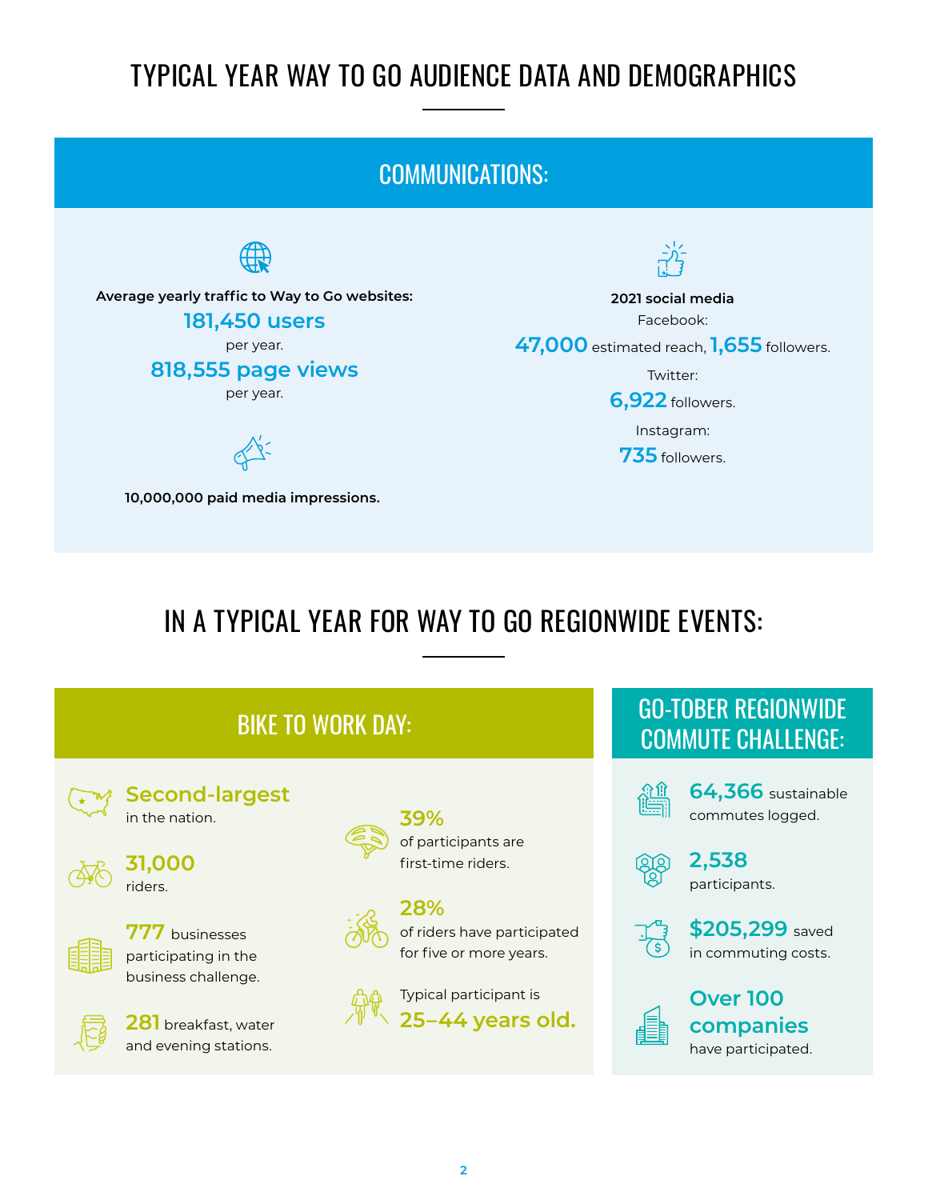# TYPICAL YEAR WAY TO GO AUDIENCE DATA AND DEMOGRAPHICS

## COMMUNICATIONS:

**Average yearly traffic to Way to Go websites:**

**181,450 users**
per year.

**818,555 page views**
per year.

**10,000,000 paid media impressions.**

**2021 social media**

Facebook:
**47,000** estimated reach, **1,655** followers.

Twitter:
**6,922** followers.

Instagram:
**735** followers.

# IN A TYPICAL YEAR FOR WAY TO GO REGIONWIDE EVENTS:

## BIKE TO WORK DAY:

**Second-largest** in the nation.

**31,000** riders.

**777** businesses participating in the business challenge.

**281** breakfast, water and evening stations.

**39%** of participants are first-time riders.

**28%** of riders have participated for five or more years.

Typical participant is **25–44 years old.**

## GO-TOBER REGIONWIDE COMMUTE CHALLENGE:

**64,366** sustainable commutes logged.

**2,538** participants.

**$205,299** saved in commuting costs.

**Over 100 companies** have participated.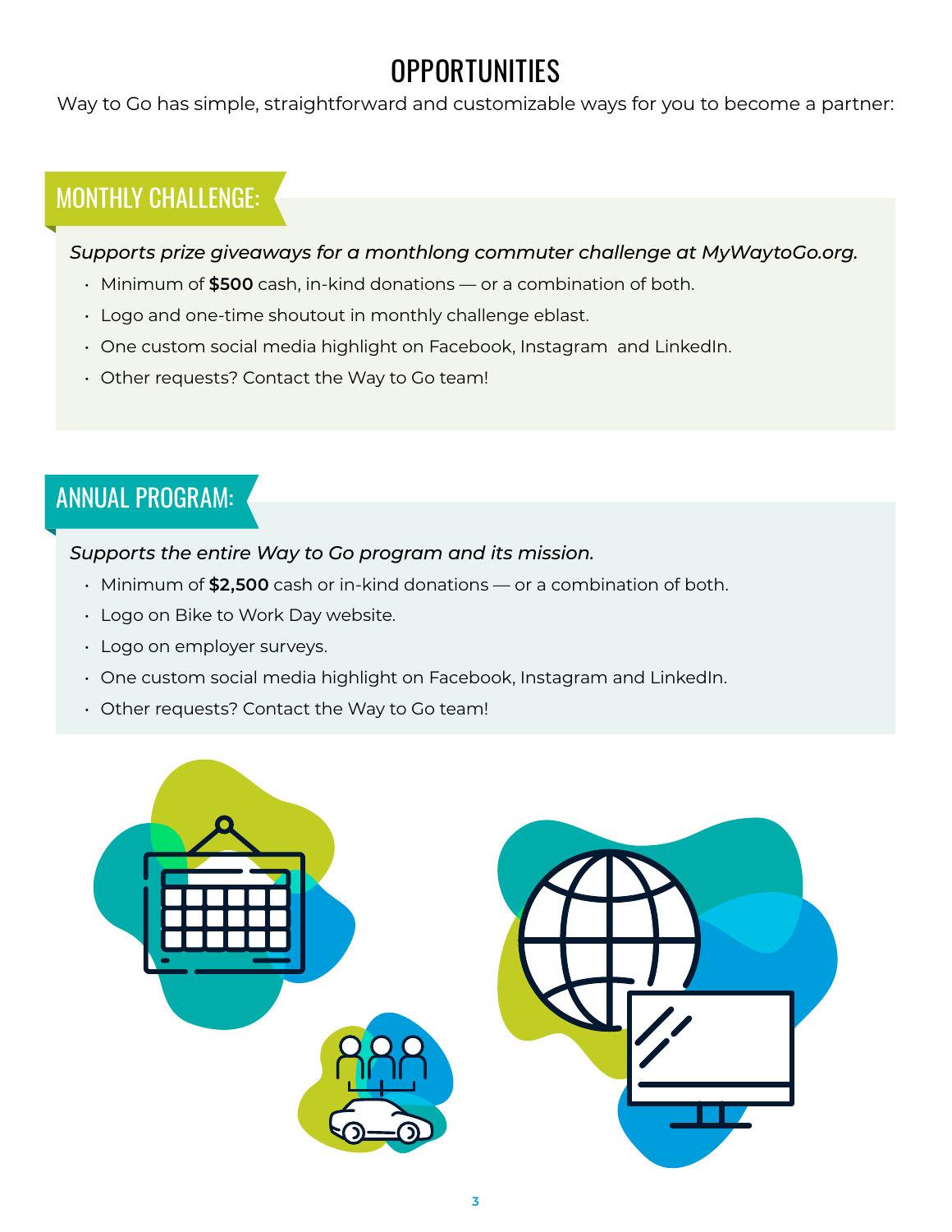# OPPORTUNITIES

Way to Go has simple, straightforward and customizable ways for you to become a partner:

## MONTHLY CHALLENGE:

*Supports prize giveaways for a monthlong commuter challenge at MyWaytoGo.org.*

- Minimum of **$500** cash, in-kind donations — or a combination of both.
- Logo and one-time shoutout in monthly challenge eblast.
- One custom social media highlight on Facebook, Instagram and LinkedIn.
- Other requests? Contact the Way to Go team!

## ANNUAL PROGRAM:

*Supports the entire Way to Go program and its mission.*

- Minimum of **$2,500** cash or in-kind donations — or a combination of both.
- Logo on Bike to Work Day website.
- Logo on employer surveys.
- One custom social media highlight on Facebook, Instagram and LinkedIn.
- Other requests? Contact the Way to Go team!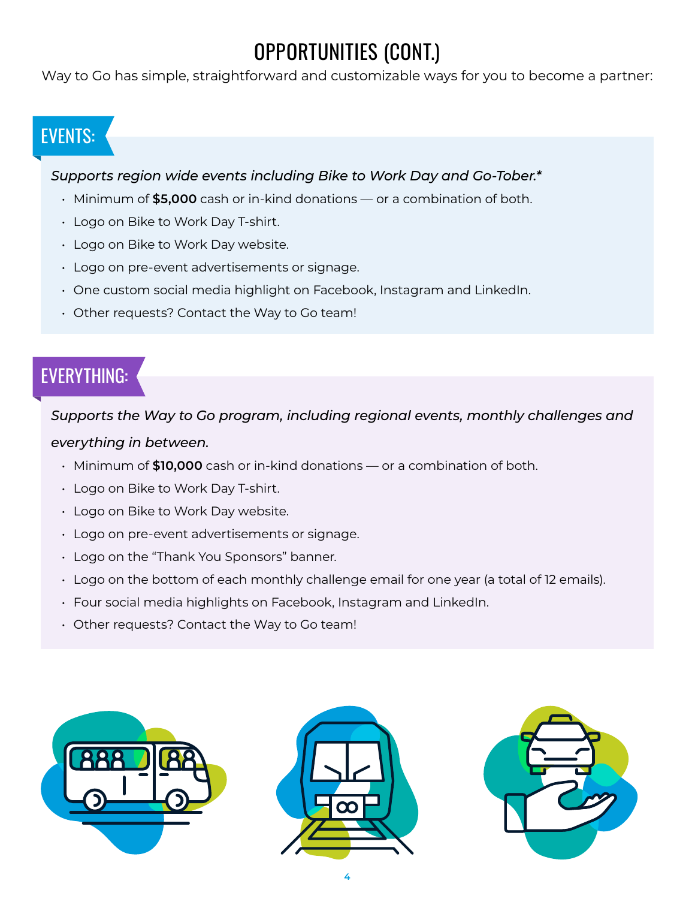# OPPORTUNITIES (CONT.)

Way to Go has simple, straightforward and customizable ways for you to become a partner:

## EVENTS:

*Supports region wide events including Bike to Work Day and Go-Tober.**

- Minimum of **$5,000** cash or in-kind donations — or a combination of both.
- Logo on Bike to Work Day T-shirt.
- Logo on Bike to Work Day website.
- Logo on pre-event advertisements or signage.
- One custom social media highlight on Facebook, Instagram and LinkedIn.
- Other requests? Contact the Way to Go team!

## EVERYTHING:

*Supports the Way to Go program, including regional events, monthly challenges and everything in between.*

- Minimum of **$10,000** cash or in-kind donations — or a combination of both.
- Logo on Bike to Work Day T-shirt.
- Logo on Bike to Work Day website.
- Logo on pre-event advertisements or signage.
- Logo on the "Thank You Sponsors" banner.
- Logo on the bottom of each monthly challenge email for one year (a total of 12 emails).
- Four social media highlights on Facebook, Instagram and LinkedIn.
- Other requests? Contact the Way to Go team!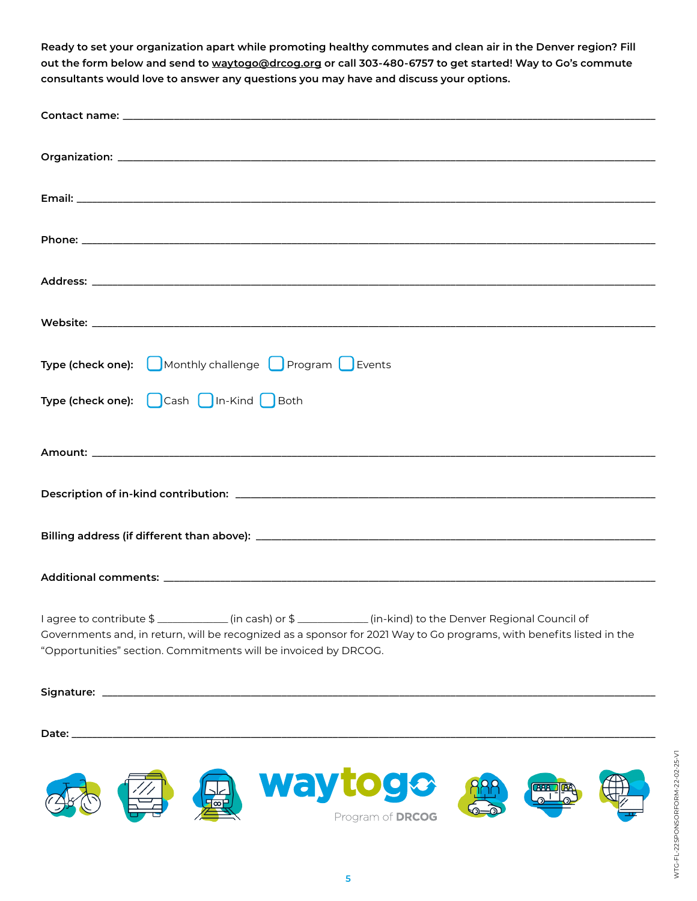**Ready to set your organization apart while promoting healthy commutes and clean air in the Denver region? Fill out the form below and send to waytogo@drcog.org or call 303-480-6757 to get started! Way to Go's commute consultants would love to answer any questions you may have and discuss your options.**

**Contact name:** ______________________________________________

**Organization:** ______________________________________________

**Email:** ______________________________________________

**Phone:** ______________________________________________

**Address:** ______________________________________________

**Website:** ______________________________________________

**Type (check one):** ☐ Monthly challenge ☐ Program ☐ Events

**Type (check one):** ☐ Cash ☐ In-Kind ☐ Both

**Amount:** ______________________________________________

**Description of in-kind contribution:** ______________________________________________

**Billing address (if different than above):** ______________________________________________

**Additional comments:** ______________________________________________

I agree to contribute $ ____________ (in cash) or $ ____________ (in-kind) to the Denver Regional Council of Governments and, in return, will be recognized as a sponsor for 2021 Way to Go programs, with benefits listed in the "Opportunities" section. Commitments will be invoiced by DRCOG.

**Signature:** ______________________________________________

**Date:** ______________________________________________

waytogo
Program of **DRCOG**

WTG-FL-22SPONSORFORM-22-02-25-V1